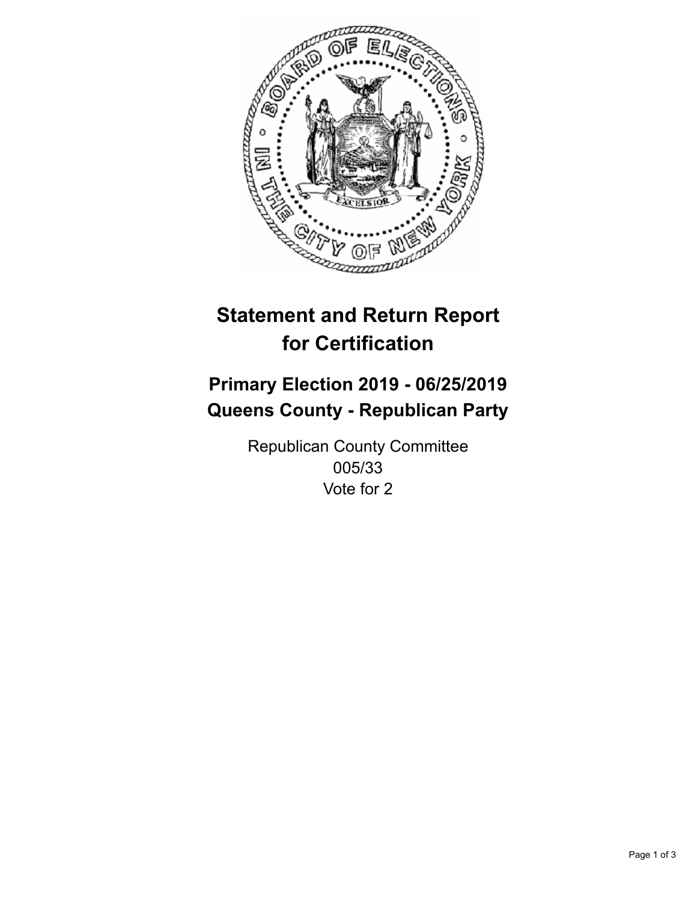# Statement and Return Report for Certification

## Primary Election 2019 - 06/25/2019
## Queens County - Republican Party

Republican County Committee
005/33
Vote for 2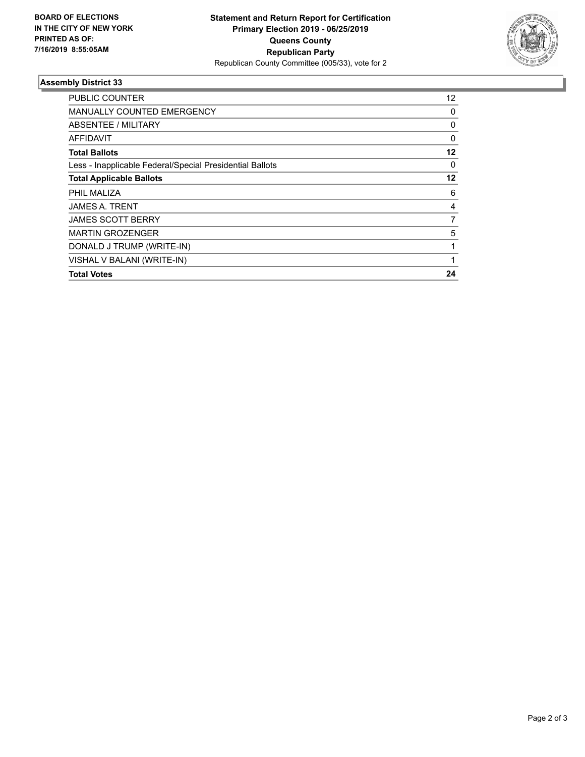**BOARD OF ELECTIONS IN THE CITY OF NEW YORK PRINTED AS OF: 7/16/2019 8:55:05AM**

**Statement and Return Report for Certification Primary Election 2019 - 06/25/2019 Queens County Republican Party**

Republican County Committee (005/33), vote for 2

### Assembly District 33

| | |
|---|---|
| PUBLIC COUNTER | 12 |
| MANUALLY COUNTED EMERGENCY | 0 |
| ABSENTEE / MILITARY | 0 |
| AFFIDAVIT | 0 |
| **Total Ballots** | **12** |
| Less - Inapplicable Federal/Special Presidential Ballots | 0 |
| **Total Applicable Ballots** | **12** |
| PHIL MALIZA | 6 |
| JAMES A. TRENT | 4 |
| JAMES SCOTT BERRY | 7 |
| MARTIN GROZENGER | 5 |
| DONALD J TRUMP (WRITE-IN) | 1 |
| VISHAL V BALANI (WRITE-IN) | 1 |
| **Total Votes** | **24** |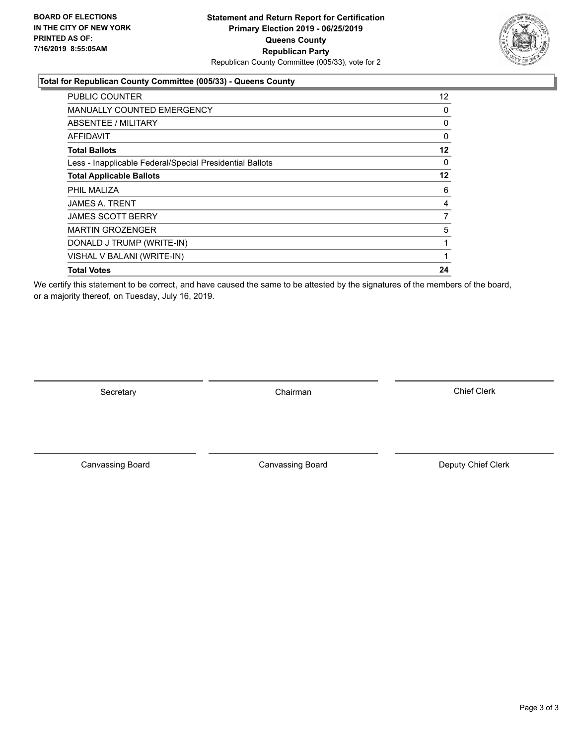**BOARD OF ELECTIONS IN THE CITY OF NEW YORK PRINTED AS OF: 7/16/2019 8:55:05AM**

**Statement and Return Report for Certification**
**Primary Election 2019 - 06/25/2019**
**Queens County**
**Republican Party**
Republican County Committee (005/33), vote for 2

### Total for Republican County Committee (005/33) - Queens County

| | |
|---|---|
| PUBLIC COUNTER | 12 |
| MANUALLY COUNTED EMERGENCY | 0 |
| ABSENTEE / MILITARY | 0 |
| AFFIDAVIT | 0 |
| **Total Ballots** | **12** |
| Less - Inapplicable Federal/Special Presidential Ballots | 0 |
| **Total Applicable Ballots** | **12** |
| PHIL MALIZA | 6 |
| JAMES A. TRENT | 4 |
| JAMES SCOTT BERRY | 7 |
| MARTIN GROZENGER | 5 |
| DONALD J TRUMP (WRITE-IN) | 1 |
| VISHAL V BALANI (WRITE-IN) | 1 |
| **Total Votes** | **24** |

We certify this statement to be correct, and have caused the same to be attested by the signatures of the members of the board, or a majority thereof, on Tuesday, July 16, 2019.

Secretary

Chairman

Chief Clerk

Canvassing Board

Canvassing Board

Deputy Chief Clerk